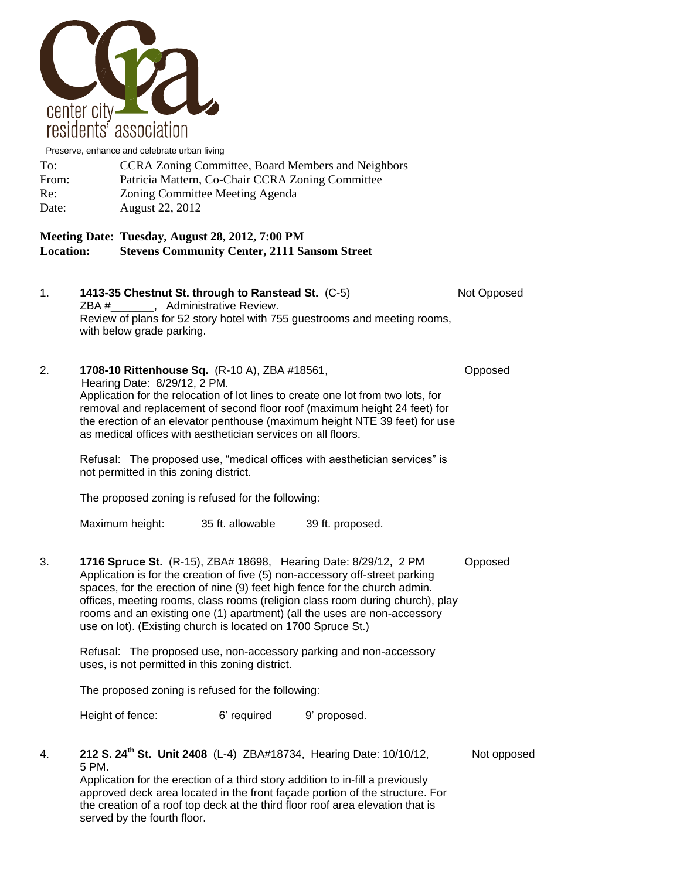center city residents' association

Preserve, enhance and celebrate urban living

To: CCRA Zoning Committee, Board Members and Neighbors
From: Patricia Mattern, Co-Chair CCRA Zoning Committee
Re: Zoning Committee Meeting Agenda
Date: August 22, 2012

**Meeting Date: Tuesday, August 28, 2012, 7:00 PM**
**Location: Stevens Community Center, 2111 Sansom Street**

1. **1413-35 Chestnut St. through to Ranstead St.** (C-5) — Not Opposed
   ZBA #_______, Administrative Review.
   Review of plans for 52 story hotel with 755 guestrooms and meeting rooms, with below grade parking.

2. **1708-10 Rittenhouse Sq.** (R-10 A), ZBA #18561, — Opposed
   Hearing Date: 8/29/12, 2 PM.
   Application for the relocation of lot lines to create one lot from two lots, for removal and replacement of second floor roof (maximum height 24 feet) for the erection of an elevator penthouse (maximum height NTE 39 feet) for use as medical offices with aesthetician services on all floors.

   Refusal: The proposed use, "medical offices with aesthetician services" is not permitted in this zoning district.

   The proposed zoning is refused for the following:

   Maximum height: 35 ft. allowable 39 ft. proposed.

3. **1716 Spruce St.** (R-15), ZBA# 18698, Hearing Date: 8/29/12, 2 PM — Opposed
   Application is for the creation of five (5) non-accessory off-street parking spaces, for the erection of nine (9) feet high fence for the church admin. offices, meeting rooms, class rooms (religion class room during church), play rooms and an existing one (1) apartment) (all the uses are non-accessory use on lot). (Existing church is located on 1700 Spruce St.)

   Refusal: The proposed use, non-accessory parking and non-accessory uses, is not permitted in this zoning district.

   The proposed zoning is refused for the following:

   Height of fence: 6' required 9' proposed.

4. **212 S. 24th St. Unit 2408** (L-4) ZBA#18734, Hearing Date: 10/10/12, 5 PM. — Not opposed
   Application for the erection of a third story addition to in-fill a previously approved deck area located in the front façade portion of the structure. For the creation of a roof top deck at the third floor roof area elevation that is served by the fourth floor.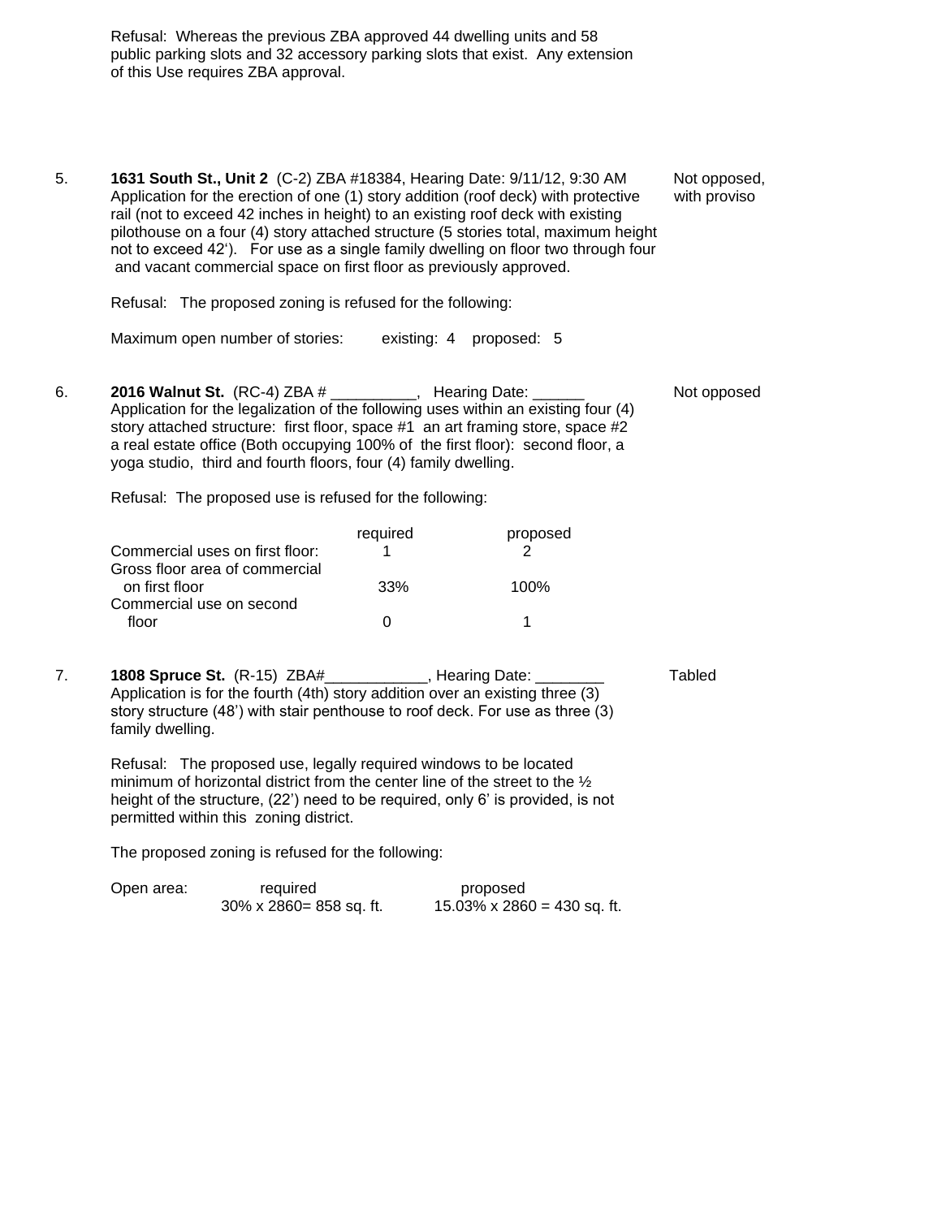Refusal: Whereas the previous ZBA approved 44 dwelling units and 58 public parking slots and 32 accessory parking slots that exist. Any extension of this Use requires ZBA approval.

5. **1631 South St., Unit 2** (C-2) ZBA #18384, Hearing Date: 9/11/12, 9:30 AM — Not opposed, with proviso

Application for the erection of one (1) story addition (roof deck) with protective rail (not to exceed 42 inches in height) to an existing roof deck with existing pilothouse on a four (4) story attached structure (5 stories total, maximum height not to exceed 42'). For use as a single family dwelling on floor two through four and vacant commercial space on first floor as previously approved.

Refusal: The proposed zoning is refused for the following:

Maximum open number of stories: existing: 4 proposed: 5

6. **2016 Walnut St.** (RC-4) ZBA # __________, Hearing Date: ______ — Not opposed

Application for the legalization of the following uses within an existing four (4) story attached structure: first floor, space #1 an art framing store, space #2 a real estate office (Both occupying 100% of the first floor): second floor, a yoga studio, third and fourth floors, four (4) family dwelling.

Refusal: The proposed use is refused for the following:

| | required | proposed |
|---|---|---|
| Commercial uses on first floor: | 1 | 2 |
| Gross floor area of commercial on first floor | 33% | 100% |
| Commercial use on second floor | 0 | 1 |

7. **1808 Spruce St.** (R-15) ZBA#____________, Hearing Date: ________ — Tabled

Application is for the fourth (4th) story addition over an existing three (3) story structure (48') with stair penthouse to roof deck. For use as three (3) family dwelling.

Refusal: The proposed use, legally required windows to be located minimum of horizontal district from the center line of the street to the ½ height of the structure, (22') need to be required, only 6' is provided, is not permitted within this zoning district.

The proposed zoning is refused for the following:

| | required | proposed |
|---|---|---|
| Open area: | 30% x 2860= 858 sq. ft. | 15.03% x 2860 = 430 sq. ft. |